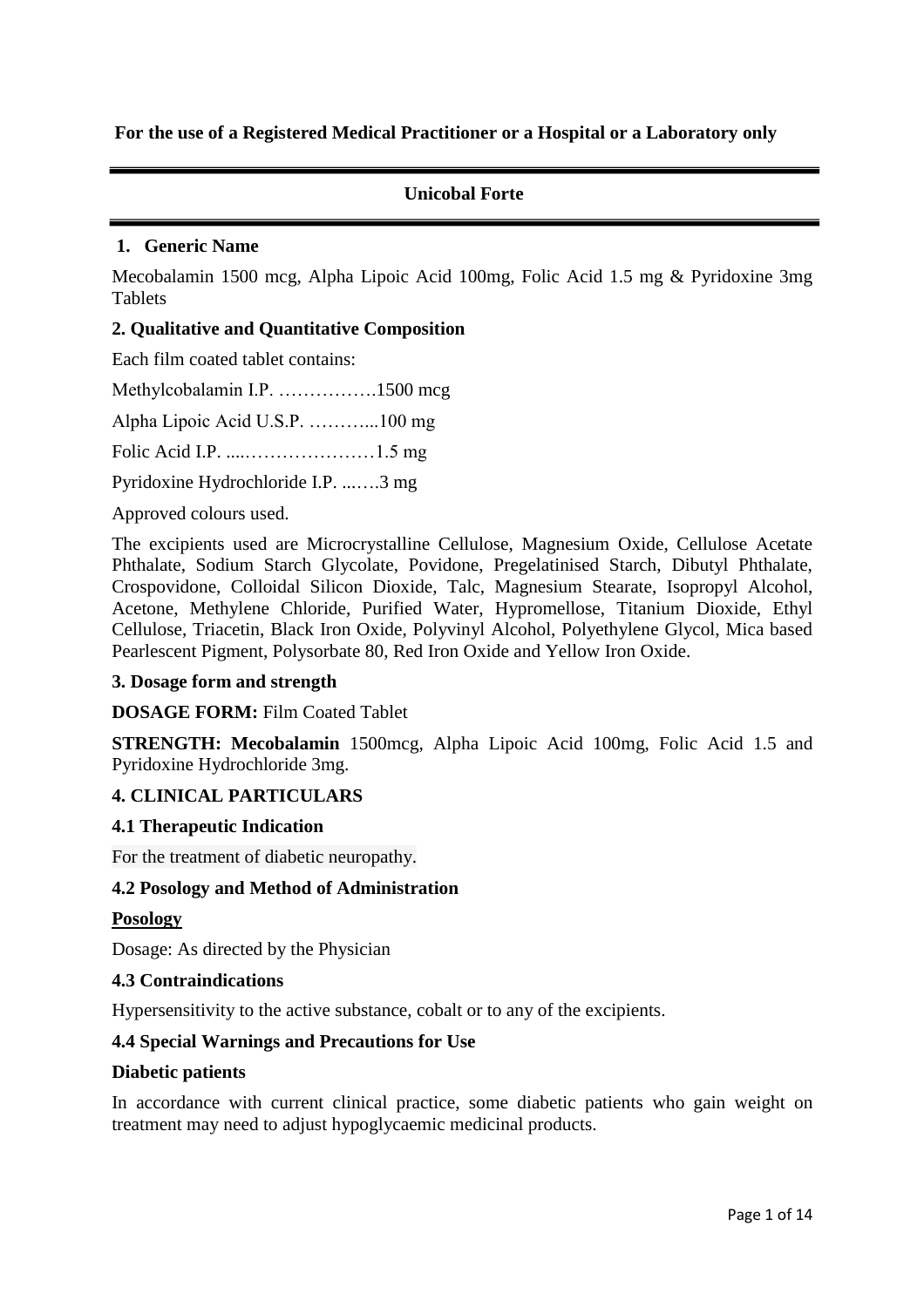**For the use of a Registered Medical Practitioner or a Hospital or a Laboratory only**

---

# Unicobal Forte

---

## 1. Generic Name

Mecobalamin 1500 mcg, Alpha Lipoic Acid 100mg, Folic Acid 1.5 mg & Pyridoxine 3mg Tablets

## 2. Qualitative and Quantitative Composition

Each film coated tablet contains:

Methylcobalamin I.P. …………….1500 mcg

Alpha Lipoic Acid U.S.P. ………...100 mg

Folic Acid I.P. ....…………………1.5 mg

Pyridoxine Hydrochloride I.P. ...….3 mg

Approved colours used.

The excipients used are Microcrystalline Cellulose, Magnesium Oxide, Cellulose Acetate Phthalate, Sodium Starch Glycolate, Povidone, Pregelatinised Starch, Dibutyl Phthalate, Crospovidone, Colloidal Silicon Dioxide, Talc, Magnesium Stearate, Isopropyl Alcohol, Acetone, Methylene Chloride, Purified Water, Hypromellose, Titanium Dioxide, Ethyl Cellulose, Triacetin, Black Iron Oxide, Polyvinyl Alcohol, Polyethylene Glycol, Mica based Pearlescent Pigment, Polysorbate 80, Red Iron Oxide and Yellow Iron Oxide.

## 3. Dosage form and strength

**DOSAGE FORM:** Film Coated Tablet

**STRENGTH: Mecobalamin** 1500mcg, Alpha Lipoic Acid 100mg, Folic Acid 1.5 and Pyridoxine Hydrochloride 3mg.

## 4. CLINICAL PARTICULARS

### 4.1 Therapeutic Indication

For the treatment of diabetic neuropathy.

### 4.2 Posology and Method of Administration

**Posology**

Dosage: As directed by the Physician

### 4.3 Contraindications

Hypersensitivity to the active substance, cobalt or to any of the excipients.

### 4.4 Special Warnings and Precautions for Use

**Diabetic patients**

In accordance with current clinical practice, some diabetic patients who gain weight on treatment may need to adjust hypoglycaemic medicinal products.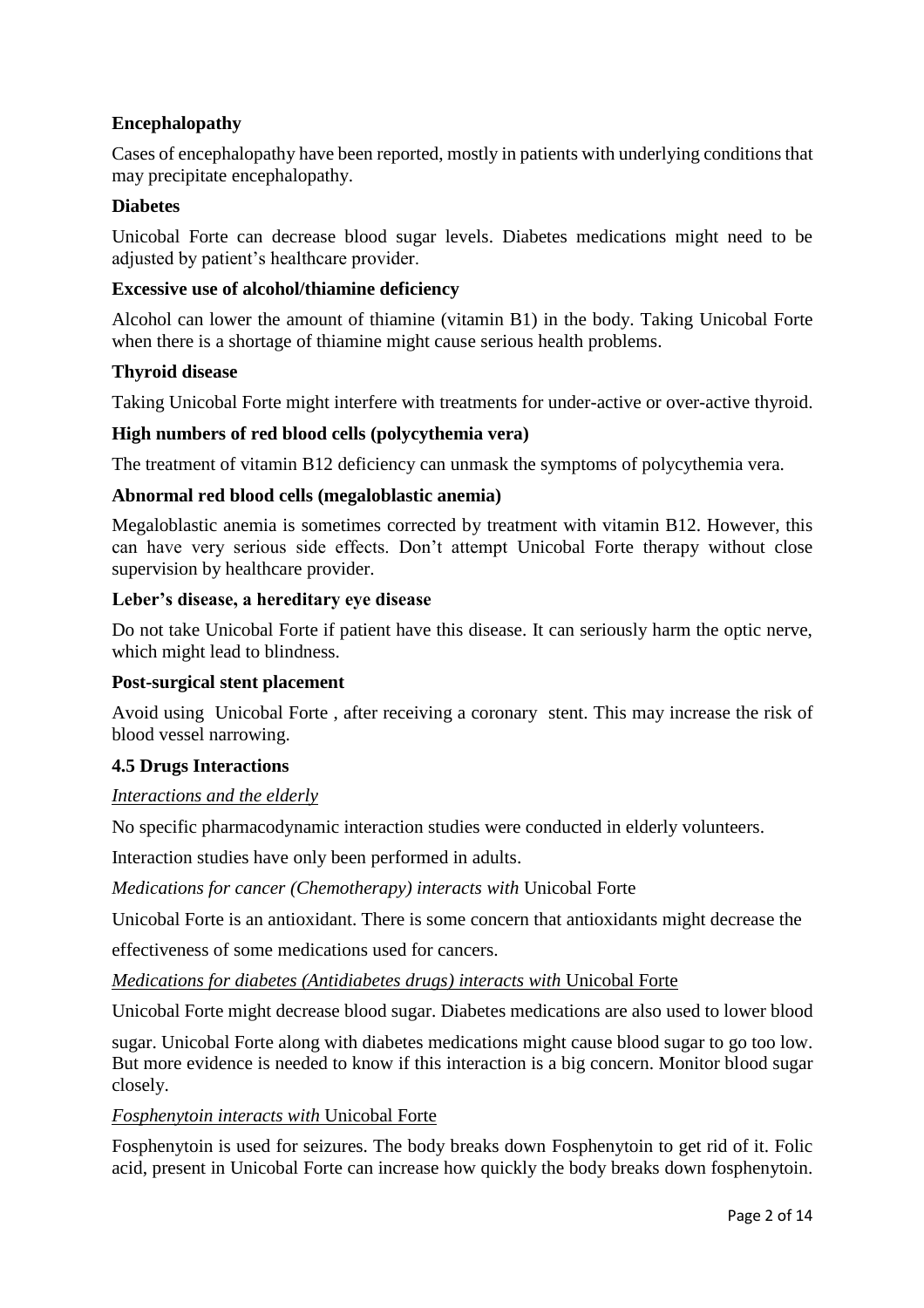**Encephalopathy**

Cases of encephalopathy have been reported, mostly in patients with underlying conditions that may precipitate encephalopathy.

**Diabetes**

Unicobal Forte can decrease blood sugar levels. Diabetes medications might need to be adjusted by patient's healthcare provider.

**Excessive use of alcohol/thiamine deficiency**

Alcohol can lower the amount of thiamine (vitamin B1) in the body. Taking Unicobal Forte when there is a shortage of thiamine might cause serious health problems.

**Thyroid disease**

Taking Unicobal Forte might interfere with treatments for under-active or over-active thyroid.

**High numbers of red blood cells (polycythemia vera)**

The treatment of vitamin B12 deficiency can unmask the symptoms of polycythemia vera.

**Abnormal red blood cells (megaloblastic anemia)**

Megaloblastic anemia is sometimes corrected by treatment with vitamin B12. However, this can have very serious side effects. Don't attempt Unicobal Forte therapy without close supervision by healthcare provider.

**Leber's disease, a hereditary eye disease**

Do not take Unicobal Forte if patient have this disease. It can seriously harm the optic nerve, which might lead to blindness.

**Post-surgical stent placement**

Avoid using Unicobal Forte , after receiving a coronary stent. This may increase the risk of blood vessel narrowing.

**4.5 Drugs Interactions**

*Interactions and the elderly*

No specific pharmacodynamic interaction studies were conducted in elderly volunteers.

Interaction studies have only been performed in adults.

*Medications for cancer (Chemotherapy) interacts with* Unicobal Forte

Unicobal Forte is an antioxidant. There is some concern that antioxidants might decrease the effectiveness of some medications used for cancers.

*Medications for diabetes (Antidiabetes drugs) interacts with* Unicobal Forte

Unicobal Forte might decrease blood sugar. Diabetes medications are also used to lower blood sugar. Unicobal Forte along with diabetes medications might cause blood sugar to go too low. But more evidence is needed to know if this interaction is a big concern. Monitor blood sugar closely.

*Fosphenytoin interacts with* Unicobal Forte

Fosphenytoin is used for seizures. The body breaks down Fosphenytoin to get rid of it. Folic acid, present in Unicobal Forte can increase how quickly the body breaks down fosphenytoin.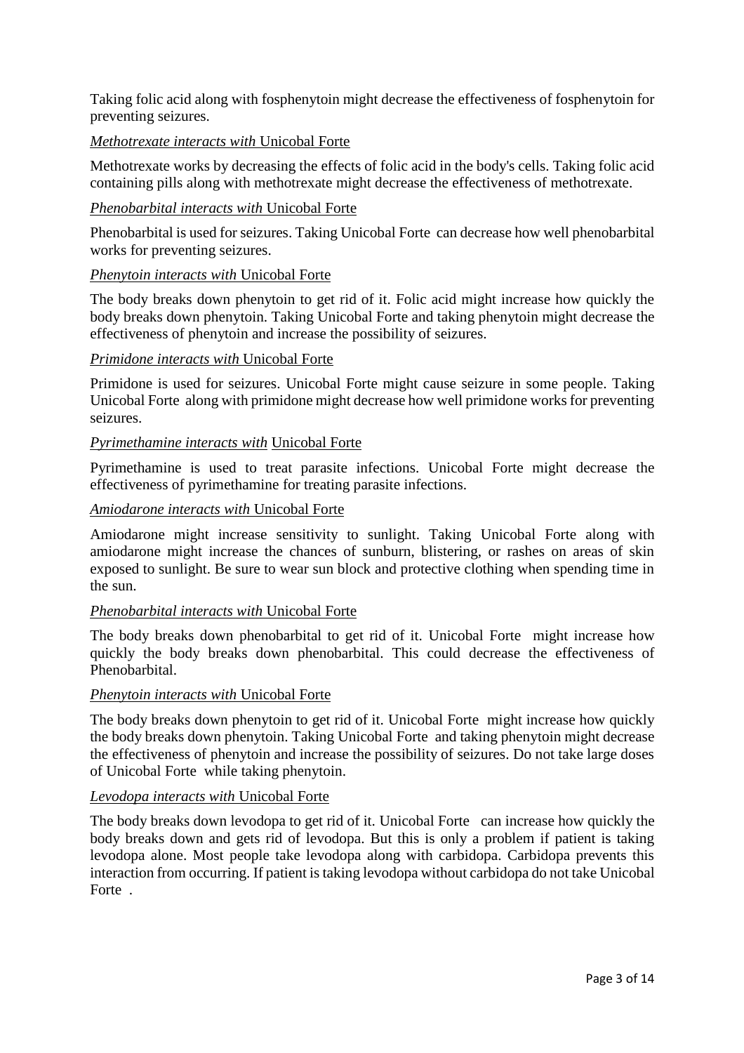Taking folic acid along with fosphenytoin might decrease the effectiveness of fosphenytoin for preventing seizures.

*Methotrexate interacts with* Unicobal Forte

Methotrexate works by decreasing the effects of folic acid in the body's cells. Taking folic acid containing pills along with methotrexate might decrease the effectiveness of methotrexate.

*Phenobarbital interacts with* Unicobal Forte

Phenobarbital is used for seizures. Taking Unicobal Forte can decrease how well phenobarbital works for preventing seizures.

*Phenytoin interacts with* Unicobal Forte

The body breaks down phenytoin to get rid of it. Folic acid might increase how quickly the body breaks down phenytoin. Taking Unicobal Forte and taking phenytoin might decrease the effectiveness of phenytoin and increase the possibility of seizures.

*Primidone interacts with* Unicobal Forte

Primidone is used for seizures. Unicobal Forte might cause seizure in some people. Taking Unicobal Forte along with primidone might decrease how well primidone works for preventing seizures.

*Pyrimethamine interacts with* Unicobal Forte

Pyrimethamine is used to treat parasite infections. Unicobal Forte might decrease the effectiveness of pyrimethamine for treating parasite infections.

*Amiodarone interacts with* Unicobal Forte

Amiodarone might increase sensitivity to sunlight. Taking Unicobal Forte along with amiodarone might increase the chances of sunburn, blistering, or rashes on areas of skin exposed to sunlight. Be sure to wear sun block and protective clothing when spending time in the sun.

*Phenobarbital interacts with* Unicobal Forte

The body breaks down phenobarbital to get rid of it. Unicobal Forte might increase how quickly the body breaks down phenobarbital. This could decrease the effectiveness of Phenobarbital.

*Phenytoin interacts with* Unicobal Forte

The body breaks down phenytoin to get rid of it. Unicobal Forte might increase how quickly the body breaks down phenytoin. Taking Unicobal Forte and taking phenytoin might decrease the effectiveness of phenytoin and increase the possibility of seizures. Do not take large doses of Unicobal Forte while taking phenytoin.

*Levodopa interacts with* Unicobal Forte

The body breaks down levodopa to get rid of it. Unicobal Forte can increase how quickly the body breaks down and gets rid of levodopa. But this is only a problem if patient is taking levodopa alone. Most people take levodopa along with carbidopa. Carbidopa prevents this interaction from occurring. If patient is taking levodopa without carbidopa do not take Unicobal Forte .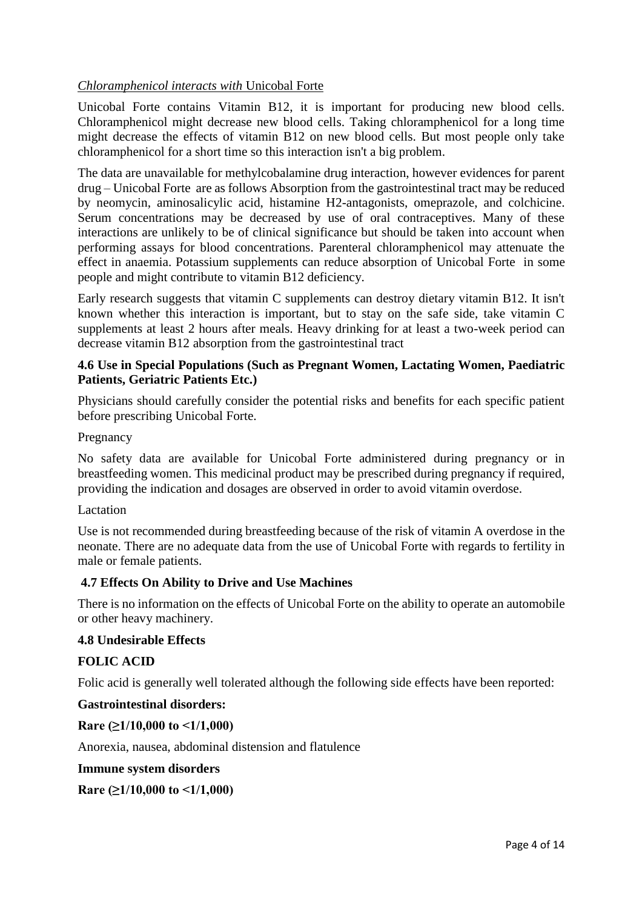*Chloramphenicol interacts with* Unicobal Forte

Unicobal Forte contains Vitamin B12, it is important for producing new blood cells. Chloramphenicol might decrease new blood cells. Taking chloramphenicol for a long time might decrease the effects of vitamin B12 on new blood cells. But most people only take chloramphenicol for a short time so this interaction isn't a big problem.

The data are unavailable for methylcobalamine drug interaction, however evidences for parent drug – Unicobal Forte are as follows Absorption from the gastrointestinal tract may be reduced by neomycin, aminosalicylic acid, histamine H2-antagonists, omeprazole, and colchicine. Serum concentrations may be decreased by use of oral contraceptives. Many of these interactions are unlikely to be of clinical significance but should be taken into account when performing assays for blood concentrations. Parenteral chloramphenicol may attenuate the effect in anaemia. Potassium supplements can reduce absorption of Unicobal Forte in some people and might contribute to vitamin B12 deficiency.

Early research suggests that vitamin C supplements can destroy dietary vitamin B12. It isn't known whether this interaction is important, but to stay on the safe side, take vitamin C supplements at least 2 hours after meals. Heavy drinking for at least a two-week period can decrease vitamin B12 absorption from the gastrointestinal tract

### 4.6 Use in Special Populations (Such as Pregnant Women, Lactating Women, Paediatric Patients, Geriatric Patients Etc.)

Physicians should carefully consider the potential risks and benefits for each specific patient before prescribing Unicobal Forte.

Pregnancy

No safety data are available for Unicobal Forte administered during pregnancy or in breastfeeding women. This medicinal product may be prescribed during pregnancy if required, providing the indication and dosages are observed in order to avoid vitamin overdose.

Lactation

Use is not recommended during breastfeeding because of the risk of vitamin A overdose in the neonate. There are no adequate data from the use of Unicobal Forte with regards to fertility in male or female patients.

### 4.7 Effects On Ability to Drive and Use Machines

There is no information on the effects of Unicobal Forte on the ability to operate an automobile or other heavy machinery.

### 4.8 Undesirable Effects

**FOLIC ACID**

Folic acid is generally well tolerated although the following side effects have been reported:

**Gastrointestinal disorders:**

**Rare (≥1/10,000 to <1/1,000)**

Anorexia, nausea, abdominal distension and flatulence

**Immune system disorders**

**Rare (≥1/10,000 to <1/1,000)**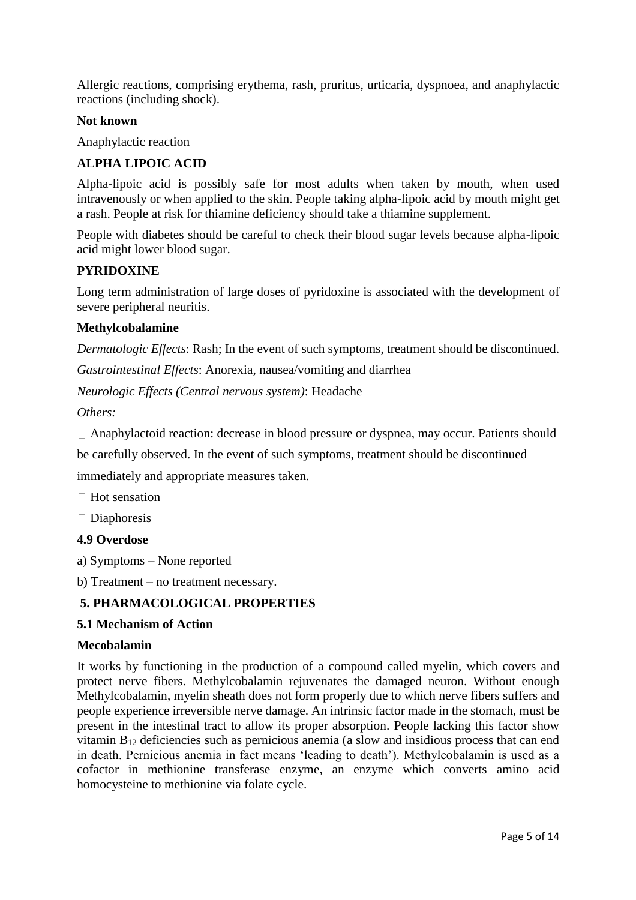Allergic reactions, comprising erythema, rash, pruritus, urticaria, dyspnoea, and anaphylactic reactions (including shock).

**Not known**

Anaphylactic reaction

**ALPHA LIPOIC ACID**

Alpha-lipoic acid is possibly safe for most adults when taken by mouth, when used intravenously or when applied to the skin. People taking alpha-lipoic acid by mouth might get a rash. People at risk for thiamine deficiency should take a thiamine supplement.

People with diabetes should be careful to check their blood sugar levels because alpha-lipoic acid might lower blood sugar.

**PYRIDOXINE**

Long term administration of large doses of pyridoxine is associated with the development of severe peripheral neuritis.

**Methylcobalamine**

*Dermatologic Effects*: Rash; In the event of such symptoms, treatment should be discontinued.

*Gastrointestinal Effects*: Anorexia, nausea/vomiting and diarrhea

*Neurologic Effects (Central nervous system)*: Headache

*Others:*

- Anaphylactoid reaction: decrease in blood pressure or dyspnea, may occur. Patients should be carefully observed. In the event of such symptoms, treatment should be discontinued immediately and appropriate measures taken.
- Hot sensation
- Diaphoresis

### 4.9 Overdose

a) Symptoms – None reported

b) Treatment – no treatment necessary.

## 5. PHARMACOLOGICAL PROPERTIES

### 5.1 Mechanism of Action

**Mecobalamin**

It works by functioning in the production of a compound called myelin, which covers and protect nerve fibers. Methylcobalamin rejuvenates the damaged neuron. Without enough Methylcobalamin, myelin sheath does not form properly due to which nerve fibers suffers and people experience irreversible nerve damage. An intrinsic factor made in the stomach, must be present in the intestinal tract to allow its proper absorption. People lacking this factor show vitamin $B_{12}$ deficiencies such as pernicious anemia (a slow and insidious process that can end in death. Pernicious anemia in fact means 'leading to death'). Methylcobalamin is used as a cofactor in methionine transferase enzyme, an enzyme which converts amino acid homocysteine to methionine via folate cycle.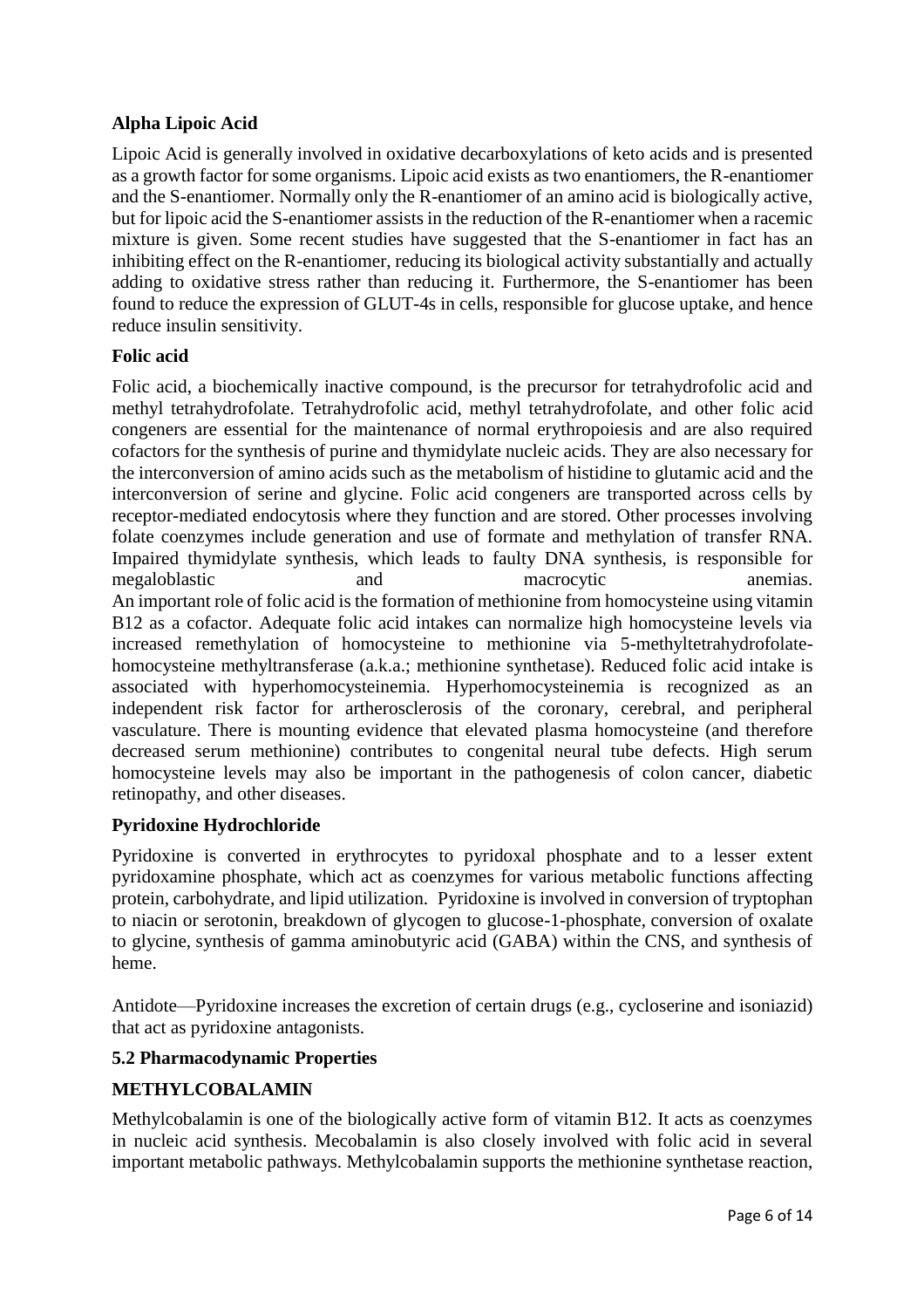**Alpha Lipoic Acid**

Lipoic Acid is generally involved in oxidative decarboxylations of keto acids and is presented as a growth factor for some organisms. Lipoic acid exists as two enantiomers, the R-enantiomer and the S-enantiomer. Normally only the R-enantiomer of an amino acid is biologically active, but for lipoic acid the S-enantiomer assists in the reduction of the R-enantiomer when a racemic mixture is given. Some recent studies have suggested that the S-enantiomer in fact has an inhibiting effect on the R-enantiomer, reducing its biological activity substantially and actually adding to oxidative stress rather than reducing it. Furthermore, the S-enantiomer has been found to reduce the expression of GLUT-4s in cells, responsible for glucose uptake, and hence reduce insulin sensitivity.

**Folic acid**

Folic acid, a biochemically inactive compound, is the precursor for tetrahydrofolic acid and methyl tetrahydrofolate. Tetrahydrofolic acid, methyl tetrahydrofolate, and other folic acid congeners are essential for the maintenance of normal erythropoiesis and are also required cofactors for the synthesis of purine and thymidylate nucleic acids. They are also necessary for the interconversion of amino acids such as the metabolism of histidine to glutamic acid and the interconversion of serine and glycine. Folic acid congeners are transported across cells by receptor-mediated endocytosis where they function and are stored. Other processes involving folate coenzymes include generation and use of formate and methylation of transfer RNA. Impaired thymidylate synthesis, which leads to faulty DNA synthesis, is responsible for megaloblastic and macrocytic anemias.
An important role of folic acid is the formation of methionine from homocysteine using vitamin B12 as a cofactor. Adequate folic acid intakes can normalize high homocysteine levels via increased remethylation of homocysteine to methionine via 5-methyltetrahydrofolate-homocysteine methyltransferase (a.k.a.; methionine synthetase). Reduced folic acid intake is associated with hyperhomocysteinemia. Hyperhomocysteinemia is recognized as an independent risk factor for artherosclerosis of the coronary, cerebral, and peripheral vasculature. There is mounting evidence that elevated plasma homocysteine (and therefore decreased serum methionine) contributes to congenital neural tube defects. High serum homocysteine levels may also be important in the pathogenesis of colon cancer, diabetic retinopathy, and other diseases.

**Pyridoxine Hydrochloride**

Pyridoxine is converted in erythrocytes to pyridoxal phosphate and to a lesser extent pyridoxamine phosphate, which act as coenzymes for various metabolic functions affecting protein, carbohydrate, and lipid utilization. Pyridoxine is involved in conversion of tryptophan to niacin or serotonin, breakdown of glycogen to glucose-1-phosphate, conversion of oxalate to glycine, synthesis of gamma aminobutyric acid (GABA) within the CNS, and synthesis of heme.

Antidote—Pyridoxine increases the excretion of certain drugs (e.g., cycloserine and isoniazid) that act as pyridoxine antagonists.

**5.2 Pharmacodynamic Properties**

**METHYLCOBALAMIN**

Methylcobalamin is one of the biologically active form of vitamin B12. It acts as coenzymes in nucleic acid synthesis. Mecobalamin is also closely involved with folic acid in several important metabolic pathways. Methylcobalamin supports the methionine synthetase reaction,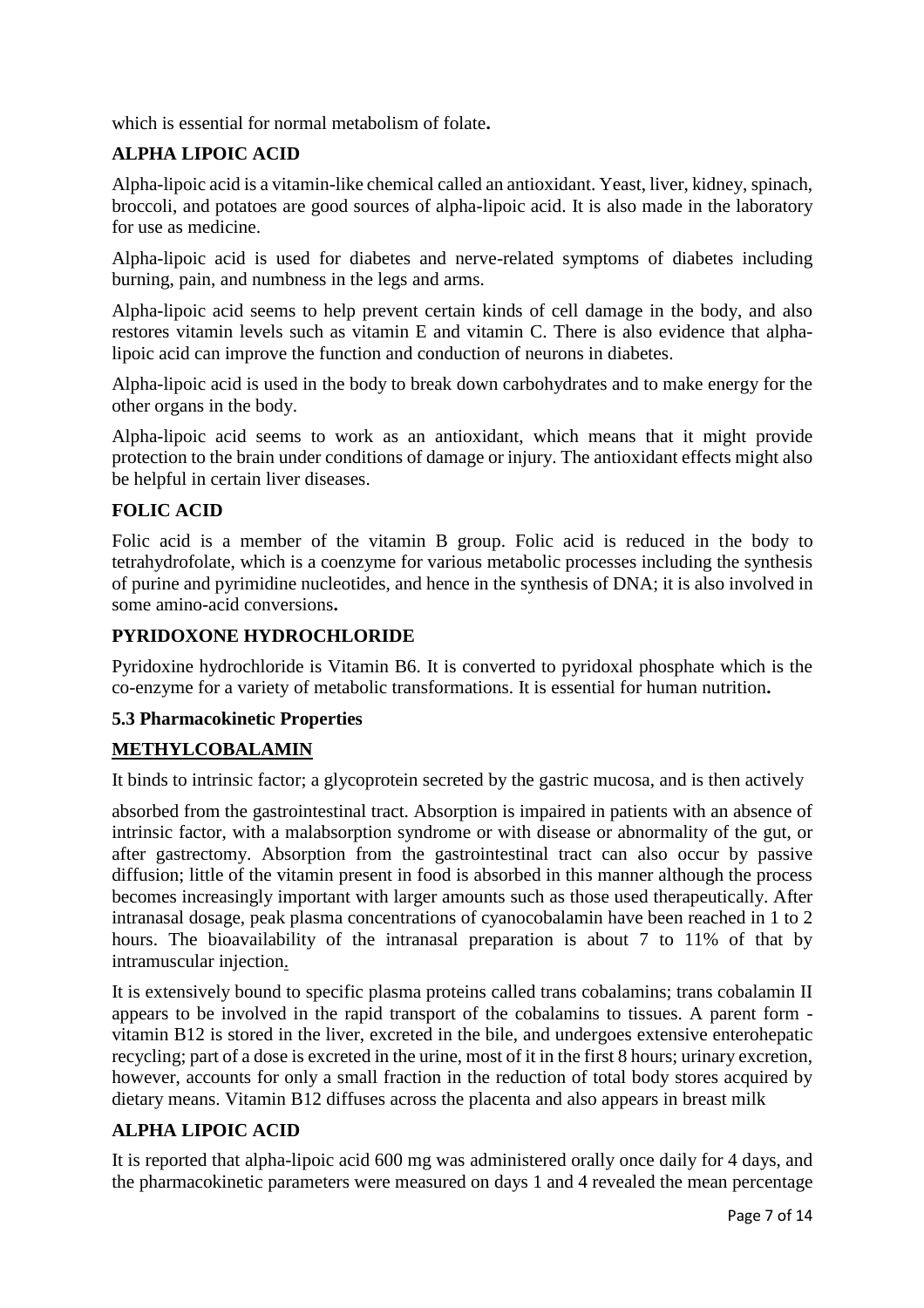which is essential for normal metabolism of folate**.**

### ALPHA LIPOIC ACID

Alpha-lipoic acid is a vitamin-like chemical called an antioxidant. Yeast, liver, kidney, spinach, broccoli, and potatoes are good sources of alpha-lipoic acid. It is also made in the laboratory for use as medicine.

Alpha-lipoic acid is used for diabetes and nerve-related symptoms of diabetes including burning, pain, and numbness in the legs and arms.

Alpha-lipoic acid seems to help prevent certain kinds of cell damage in the body, and also restores vitamin levels such as vitamin E and vitamin C. There is also evidence that alpha-lipoic acid can improve the function and conduction of neurons in diabetes.

Alpha-lipoic acid is used in the body to break down carbohydrates and to make energy for the other organs in the body.

Alpha-lipoic acid seems to work as an antioxidant, which means that it might provide protection to the brain under conditions of damage or injury. The antioxidant effects might also be helpful in certain liver diseases.

### FOLIC ACID

Folic acid is a member of the vitamin B group. Folic acid is reduced in the body to tetrahydrofolate, which is a coenzyme for various metabolic processes including the synthesis of purine and pyrimidine nucleotides, and hence in the synthesis of DNA; it is also involved in some amino-acid conversions**.**

### PYRIDOXONE HYDROCHLORIDE

Pyridoxine hydrochloride is Vitamin B6. It is converted to pyridoxal phosphate which is the co-enzyme for a variety of metabolic transformations. It is essential for human nutrition**.**

### 5.3 Pharmacokinetic Properties

### METHYLCOBALAMIN

It binds to intrinsic factor; a glycoprotein secreted by the gastric mucosa, and is then actively

absorbed from the gastrointestinal tract. Absorption is impaired in patients with an absence of intrinsic factor, with a malabsorption syndrome or with disease or abnormality of the gut, or after gastrectomy. Absorption from the gastrointestinal tract can also occur by passive diffusion; little of the vitamin present in food is absorbed in this manner although the process becomes increasingly important with larger amounts such as those used therapeutically. After intranasal dosage, peak plasma concentrations of cyanocobalamin have been reached in 1 to 2 hours. The bioavailability of the intranasal preparation is about 7 to 11% of that by intramuscular injection.

It is extensively bound to specific plasma proteins called trans cobalamins; trans cobalamin II appears to be involved in the rapid transport of the cobalamins to tissues. A parent form - vitamin B12 is stored in the liver, excreted in the bile, and undergoes extensive enterohepatic recycling; part of a dose is excreted in the urine, most of it in the first 8 hours; urinary excretion, however, accounts for only a small fraction in the reduction of total body stores acquired by dietary means. Vitamin B12 diffuses across the placenta and also appears in breast milk

### ALPHA LIPOIC ACID

It is reported that alpha-lipoic acid 600 mg was administered orally once daily for 4 days, and the pharmacokinetic parameters were measured on days 1 and 4 revealed the mean percentage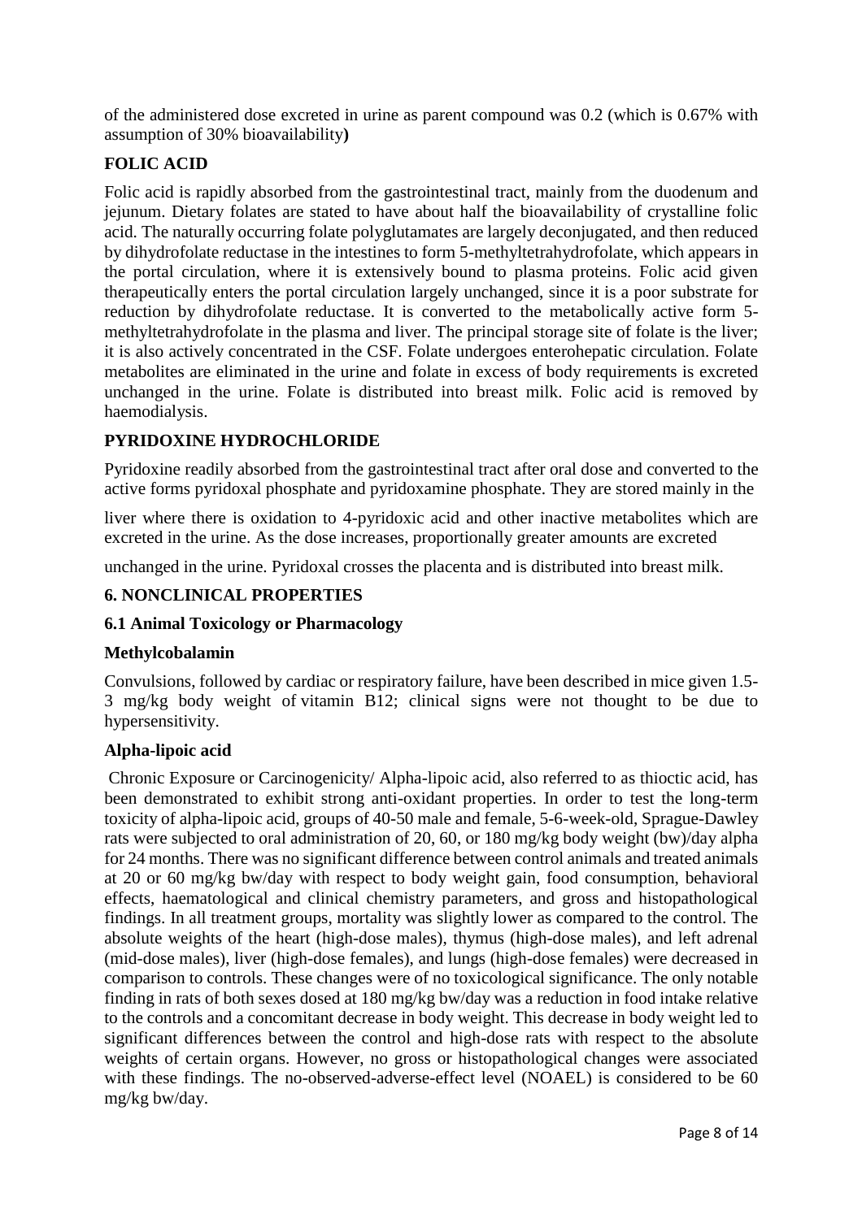of the administered dose excreted in urine as parent compound was 0.2 (which is 0.67% with assumption of 30% bioavailability**)**

**FOLIC ACID**

Folic acid is rapidly absorbed from the gastrointestinal tract, mainly from the duodenum and jejunum. Dietary folates are stated to have about half the bioavailability of crystalline folic acid. The naturally occurring folate polyglutamates are largely deconjugated, and then reduced by dihydrofolate reductase in the intestines to form 5-methyltetrahydrofolate, which appears in the portal circulation, where it is extensively bound to plasma proteins. Folic acid given therapeutically enters the portal circulation largely unchanged, since it is a poor substrate for reduction by dihydrofolate reductase. It is converted to the metabolically active form 5-methyltetrahydrofolate in the plasma and liver. The principal storage site of folate is the liver; it is also actively concentrated in the CSF. Folate undergoes enterohepatic circulation. Folate metabolites are eliminated in the urine and folate in excess of body requirements is excreted unchanged in the urine. Folate is distributed into breast milk. Folic acid is removed by haemodialysis.

**PYRIDOXINE HYDROCHLORIDE**

Pyridoxine readily absorbed from the gastrointestinal tract after oral dose and converted to the active forms pyridoxal phosphate and pyridoxamine phosphate. They are stored mainly in the

liver where there is oxidation to 4-pyridoxic acid and other inactive metabolites which are excreted in the urine. As the dose increases, proportionally greater amounts are excreted

unchanged in the urine. Pyridoxal crosses the placenta and is distributed into breast milk.

## 6. NONCLINICAL PROPERTIES

### 6.1 Animal Toxicology or Pharmacology

**Methylcobalamin**

Convulsions, followed by cardiac or respiratory failure, have been described in mice given 1.5-3 mg/kg body weight of vitamin B12; clinical signs were not thought to be due to hypersensitivity.

**Alpha-lipoic acid**

Chronic Exposure or Carcinogenicity/ Alpha-lipoic acid, also referred to as thioctic acid, has been demonstrated to exhibit strong anti-oxidant properties. In order to test the long-term toxicity of alpha-lipoic acid, groups of 40-50 male and female, 5-6-week-old, Sprague-Dawley rats were subjected to oral administration of 20, 60, or 180 mg/kg body weight (bw)/day alpha for 24 months. There was no significant difference between control animals and treated animals at 20 or 60 mg/kg bw/day with respect to body weight gain, food consumption, behavioral effects, haematological and clinical chemistry parameters, and gross and histopathological findings. In all treatment groups, mortality was slightly lower as compared to the control. The absolute weights of the heart (high-dose males), thymus (high-dose males), and left adrenal (mid-dose males), liver (high-dose females), and lungs (high-dose females) were decreased in comparison to controls. These changes were of no toxicological significance. The only notable finding in rats of both sexes dosed at 180 mg/kg bw/day was a reduction in food intake relative to the controls and a concomitant decrease in body weight. This decrease in body weight led to significant differences between the control and high-dose rats with respect to the absolute weights of certain organs. However, no gross or histopathological changes were associated with these findings. The no-observed-adverse-effect level (NOAEL) is considered to be 60 mg/kg bw/day.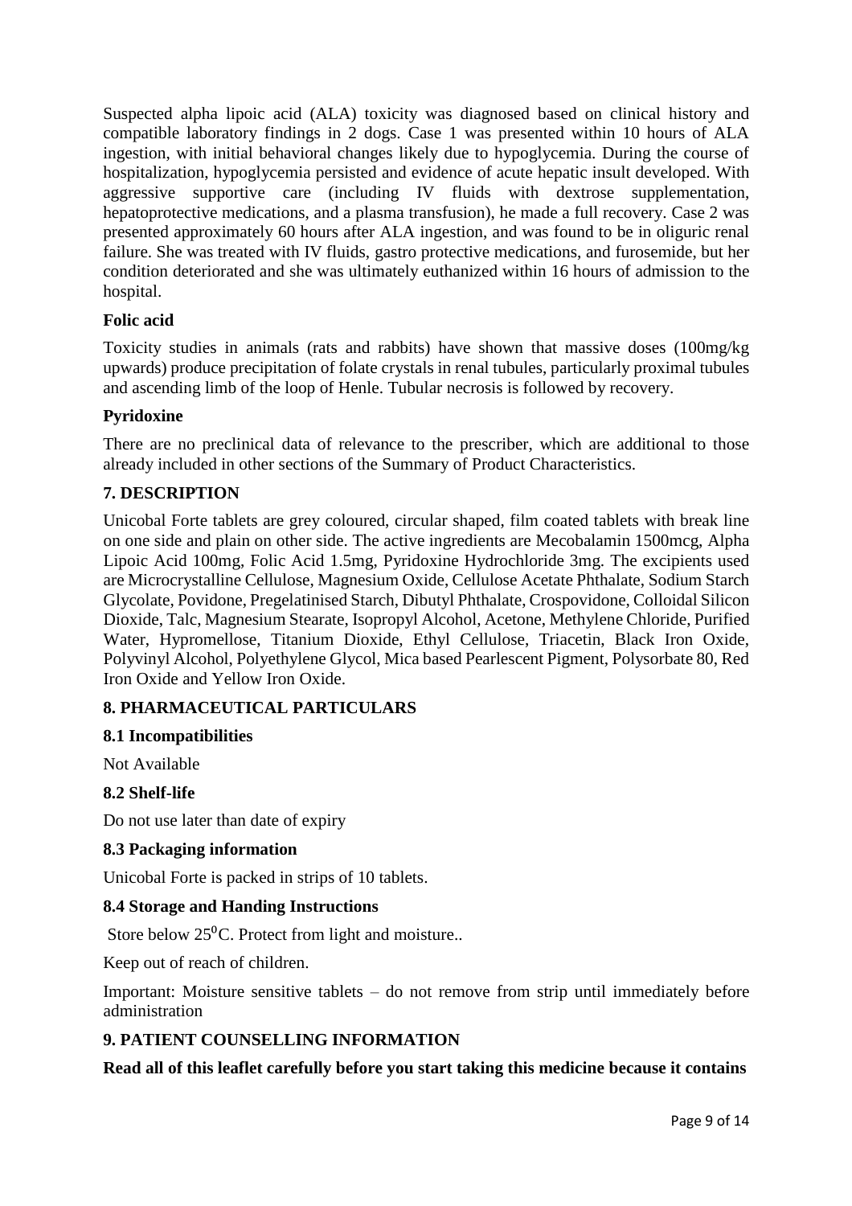Suspected alpha lipoic acid (ALA) toxicity was diagnosed based on clinical history and compatible laboratory findings in 2 dogs. Case 1 was presented within 10 hours of ALA ingestion, with initial behavioral changes likely due to hypoglycemia. During the course of hospitalization, hypoglycemia persisted and evidence of acute hepatic insult developed. With aggressive supportive care (including IV fluids with dextrose supplementation, hepatoprotective medications, and a plasma transfusion), he made a full recovery. Case 2 was presented approximately 60 hours after ALA ingestion, and was found to be in oliguric renal failure. She was treated with IV fluids, gastro protective medications, and furosemide, but her condition deteriorated and she was ultimately euthanized within 16 hours of admission to the hospital.

**Folic acid**

Toxicity studies in animals (rats and rabbits) have shown that massive doses (100mg/kg upwards) produce precipitation of folate crystals in renal tubules, particularly proximal tubules and ascending limb of the loop of Henle. Tubular necrosis is followed by recovery.

**Pyridoxine**

There are no preclinical data of relevance to the prescriber, which are additional to those already included in other sections of the Summary of Product Characteristics.

## 7. DESCRIPTION

Unicobal Forte tablets are grey coloured, circular shaped, film coated tablets with break line on one side and plain on other side. The active ingredients are Mecobalamin 1500mcg, Alpha Lipoic Acid 100mg, Folic Acid 1.5mg, Pyridoxine Hydrochloride 3mg. The excipients used are Microcrystalline Cellulose, Magnesium Oxide, Cellulose Acetate Phthalate, Sodium Starch Glycolate, Povidone, Pregelatinised Starch, Dibutyl Phthalate, Crospovidone, Colloidal Silicon Dioxide, Talc, Magnesium Stearate, Isopropyl Alcohol, Acetone, Methylene Chloride, Purified Water, Hypromellose, Titanium Dioxide, Ethyl Cellulose, Triacetin, Black Iron Oxide, Polyvinyl Alcohol, Polyethylene Glycol, Mica based Pearlescent Pigment, Polysorbate 80, Red Iron Oxide and Yellow Iron Oxide.

## 8. PHARMACEUTICAL PARTICULARS

### 8.1 Incompatibilities

Not Available

### 8.2 Shelf-life

Do not use later than date of expiry

### 8.3 Packaging information

Unicobal Forte is packed in strips of 10 tablets.

### 8.4 Storage and Handing Instructions

Store below $25^0$C. Protect from light and moisture..

Keep out of reach of children.

Important: Moisture sensitive tablets – do not remove from strip until immediately before administration

## 9. PATIENT COUNSELLING INFORMATION

**Read all of this leaflet carefully before you start taking this medicine because it contains**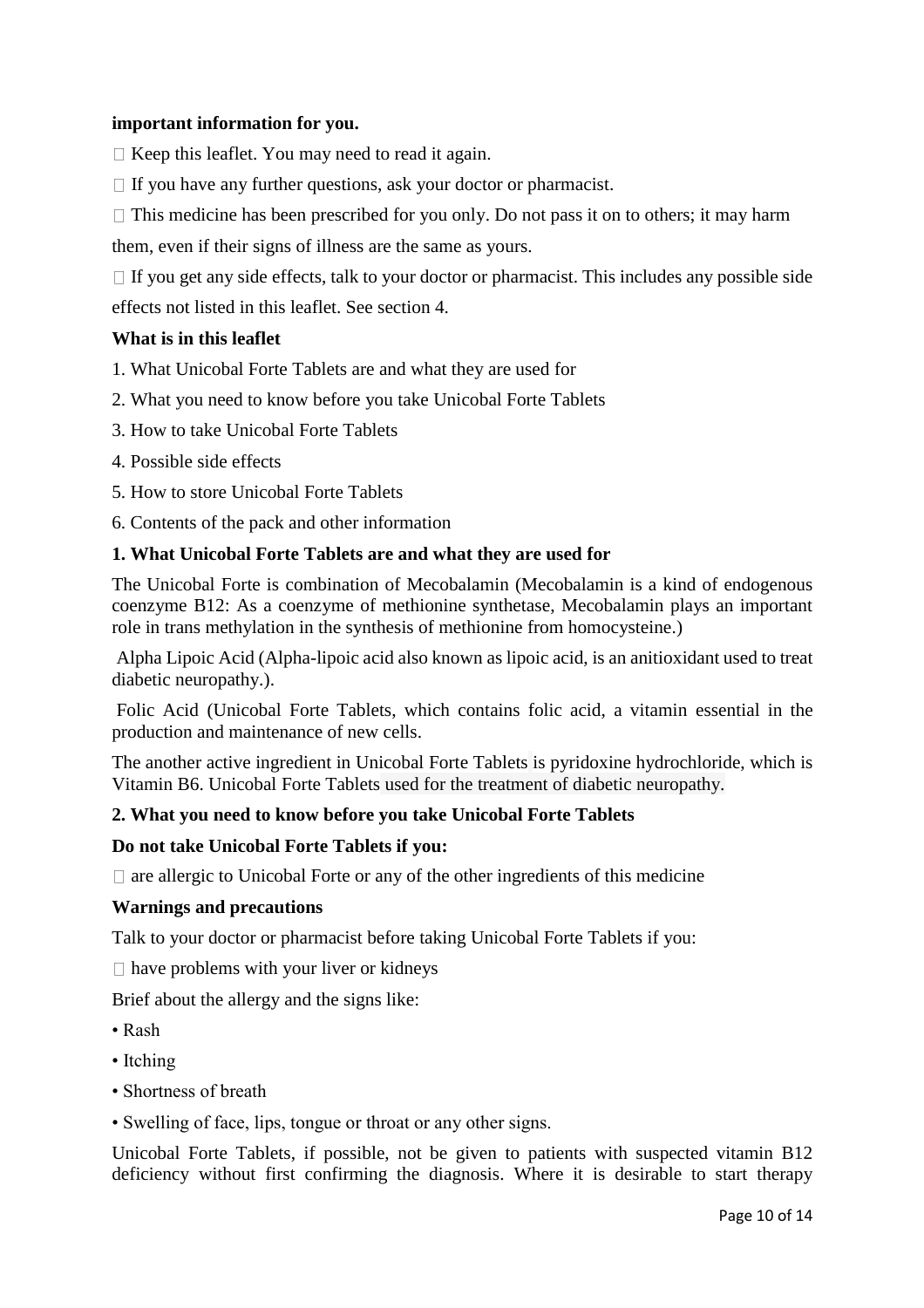**important information for you.**

- Keep this leaflet. You may need to read it again.
- If you have any further questions, ask your doctor or pharmacist.
- This medicine has been prescribed for you only. Do not pass it on to others; it may harm them, even if their signs of illness are the same as yours.
- If you get any side effects, talk to your doctor or pharmacist. This includes any possible side effects not listed in this leaflet. See section 4.

**What is in this leaflet**

1. What Unicobal Forte Tablets are and what they are used for
2. What you need to know before you take Unicobal Forte Tablets
3. How to take Unicobal Forte Tablets
4. Possible side effects
5. How to store Unicobal Forte Tablets
6. Contents of the pack and other information

**1. What Unicobal Forte Tablets are and what they are used for**

The Unicobal Forte is combination of Mecobalamin (Mecobalamin is a kind of endogenous coenzyme B12: As a coenzyme of methionine synthetase, Mecobalamin plays an important role in trans methylation in the synthesis of methionine from homocysteine.)

Alpha Lipoic Acid (Alpha-lipoic acid also known as lipoic acid, is an anitioxidant used to treat diabetic neuropathy.).

Folic Acid (Unicobal Forte Tablets, which contains folic acid, a vitamin essential in the production and maintenance of new cells.

The another active ingredient in Unicobal Forte Tablets is pyridoxine hydrochloride, which is Vitamin B6. Unicobal Forte Tablets used for the treatment of diabetic neuropathy.

**2. What you need to know before you take Unicobal Forte Tablets**

**Do not take Unicobal Forte Tablets if you:**

- are allergic to Unicobal Forte or any of the other ingredients of this medicine

**Warnings and precautions**

Talk to your doctor or pharmacist before taking Unicobal Forte Tablets if you:

- have problems with your liver or kidneys

Brief about the allergy and the signs like:

- Rash
- Itching
- Shortness of breath
- Swelling of face, lips, tongue or throat or any other signs.

Unicobal Forte Tablets, if possible, not be given to patients with suspected vitamin B12 deficiency without first confirming the diagnosis. Where it is desirable to start therapy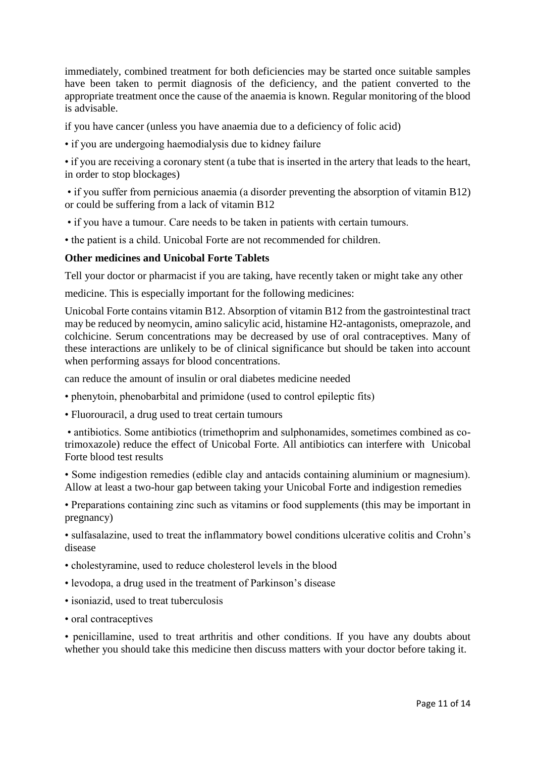immediately, combined treatment for both deficiencies may be started once suitable samples have been taken to permit diagnosis of the deficiency, and the patient converted to the appropriate treatment once the cause of the anaemia is known. Regular monitoring of the blood is advisable.

if you have cancer (unless you have anaemia due to a deficiency of folic acid)

- if you are undergoing haemodialysis due to kidney failure
- if you are receiving a coronary stent (a tube that is inserted in the artery that leads to the heart, in order to stop blockages)
- if you suffer from pernicious anaemia (a disorder preventing the absorption of vitamin B12) or could be suffering from a lack of vitamin B12
- if you have a tumour. Care needs to be taken in patients with certain tumours.
- the patient is a child. Unicobal Forte are not recommended for children.

**Other medicines and Unicobal Forte Tablets**

Tell your doctor or pharmacist if you are taking, have recently taken or might take any other

medicine. This is especially important for the following medicines:

Unicobal Forte contains vitamin B12. Absorption of vitamin B12 from the gastrointestinal tract may be reduced by neomycin, amino salicylic acid, histamine H2-antagonists, omeprazole, and colchicine. Serum concentrations may be decreased by use of oral contraceptives. Many of these interactions are unlikely to be of clinical significance but should be taken into account when performing assays for blood concentrations.

can reduce the amount of insulin or oral diabetes medicine needed

- phenytoin, phenobarbital and primidone (used to control epileptic fits)
- Fluorouracil, a drug used to treat certain tumours
- antibiotics. Some antibiotics (trimethoprim and sulphonamides, sometimes combined as co-trimoxazole) reduce the effect of Unicobal Forte. All antibiotics can interfere with Unicobal Forte blood test results
- Some indigestion remedies (edible clay and antacids containing aluminium or magnesium). Allow at least a two-hour gap between taking your Unicobal Forte and indigestion remedies
- Preparations containing zinc such as vitamins or food supplements (this may be important in pregnancy)
- sulfasalazine, used to treat the inflammatory bowel conditions ulcerative colitis and Crohn's disease
- cholestyramine, used to reduce cholesterol levels in the blood
- levodopa, a drug used in the treatment of Parkinson's disease
- isoniazid, used to treat tuberculosis
- oral contraceptives
- penicillamine, used to treat arthritis and other conditions. If you have any doubts about whether you should take this medicine then discuss matters with your doctor before taking it.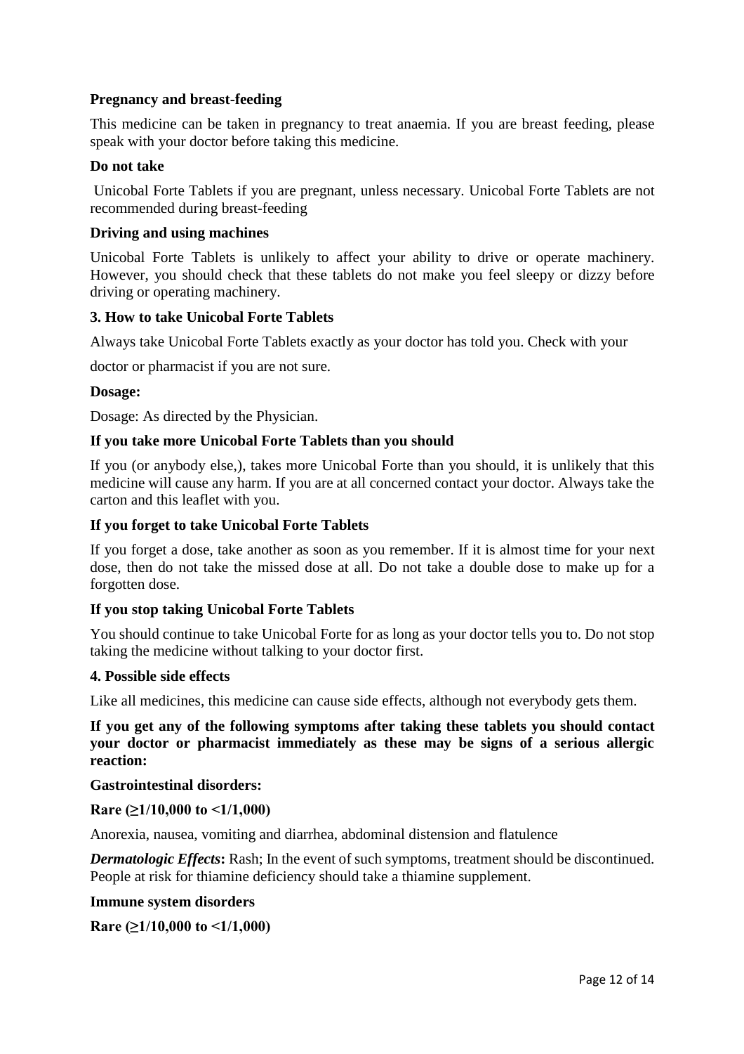**Pregnancy and breast-feeding**

This medicine can be taken in pregnancy to treat anaemia. If you are breast feeding, please speak with your doctor before taking this medicine.

**Do not take**

Unicobal Forte Tablets if you are pregnant, unless necessary. Unicobal Forte Tablets are not recommended during breast-feeding

**Driving and using machines**

Unicobal Forte Tablets is unlikely to affect your ability to drive or operate machinery. However, you should check that these tablets do not make you feel sleepy or dizzy before driving or operating machinery.

**3. How to take Unicobal Forte Tablets**

Always take Unicobal Forte Tablets exactly as your doctor has told you. Check with your

doctor or pharmacist if you are not sure.

**Dosage:**

Dosage: As directed by the Physician.

**If you take more Unicobal Forte Tablets than you should**

If you (or anybody else,), takes more Unicobal Forte than you should, it is unlikely that this medicine will cause any harm. If you are at all concerned contact your doctor. Always take the carton and this leaflet with you.

**If you forget to take Unicobal Forte Tablets**

If you forget a dose, take another as soon as you remember. If it is almost time for your next dose, then do not take the missed dose at all. Do not take a double dose to make up for a forgotten dose.

**If you stop taking Unicobal Forte Tablets**

You should continue to take Unicobal Forte for as long as your doctor tells you to. Do not stop taking the medicine without talking to your doctor first.

**4. Possible side effects**

Like all medicines, this medicine can cause side effects, although not everybody gets them.

**If you get any of the following symptoms after taking these tablets you should contact your doctor or pharmacist immediately as these may be signs of a serious allergic reaction:**

**Gastrointestinal disorders:**

**Rare (≥1/10,000 to <1/1,000)**

Anorexia, nausea, vomiting and diarrhea, abdominal distension and flatulence

***Dermatologic Effects*:** Rash; In the event of such symptoms, treatment should be discontinued. People at risk for thiamine deficiency should take a thiamine supplement.

**Immune system disorders**

**Rare (≥1/10,000 to <1/1,000)**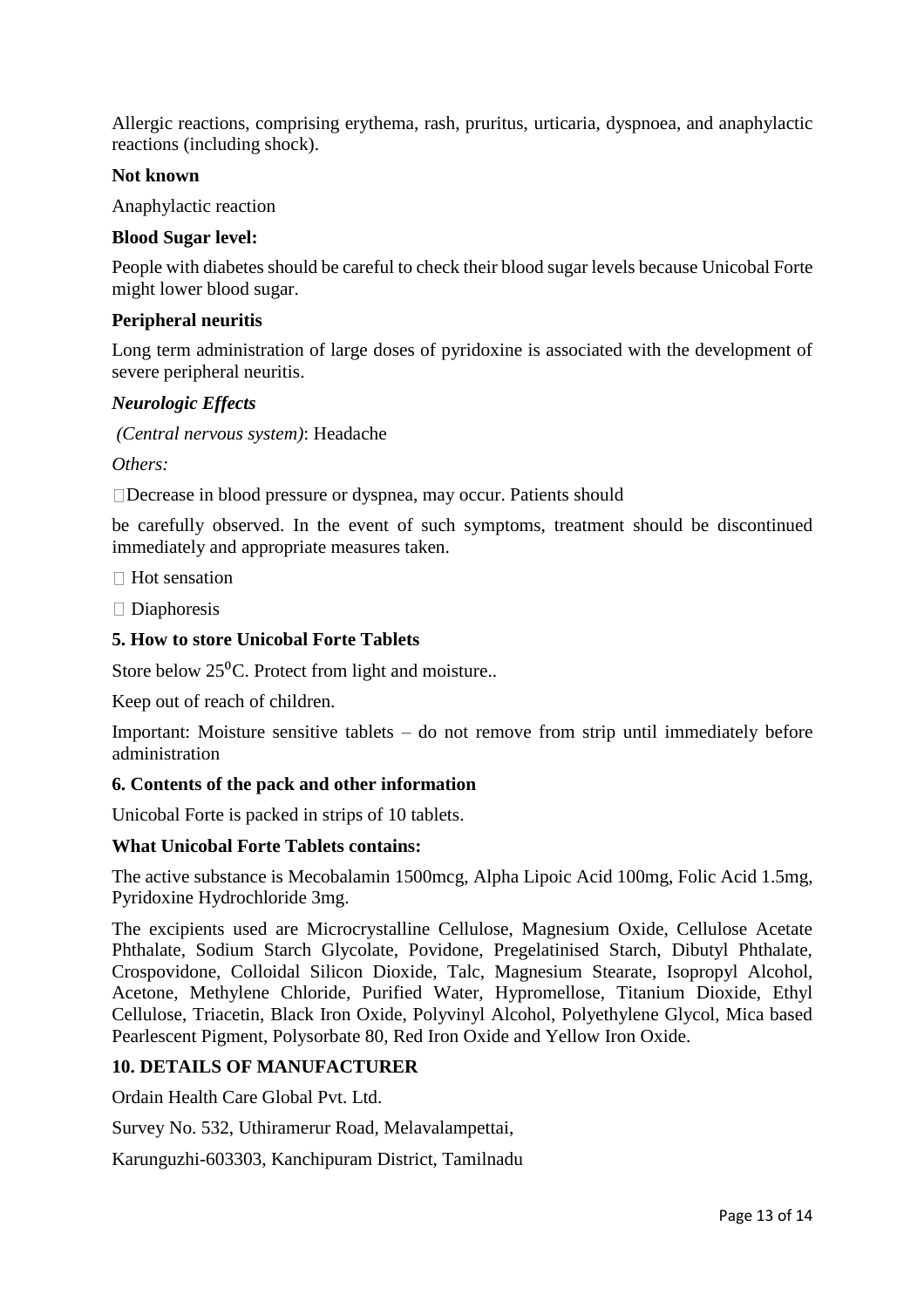Allergic reactions, comprising erythema, rash, pruritus, urticaria, dyspnoea, and anaphylactic reactions (including shock).

**Not known**

Anaphylactic reaction

**Blood Sugar level:**

People with diabetes should be careful to check their blood sugar levels because Unicobal Forte might lower blood sugar.

**Peripheral neuritis**

Long term administration of large doses of pyridoxine is associated with the development of severe peripheral neuritis.

***Neurologic Effects***

*(Central nervous system)*: Headache

*Others:*

- Decrease in blood pressure or dyspnea, may occur. Patients should

be carefully observed. In the event of such symptoms, treatment should be discontinued immediately and appropriate measures taken.

- Hot sensation
- Diaphoresis

**5. How to store Unicobal Forte Tablets**

Store below 25$^{0}$C. Protect from light and moisture..

Keep out of reach of children.

Important: Moisture sensitive tablets – do not remove from strip until immediately before administration

**6. Contents of the pack and other information**

Unicobal Forte is packed in strips of 10 tablets.

**What Unicobal Forte Tablets contains:**

The active substance is Mecobalamin 1500mcg, Alpha Lipoic Acid 100mg, Folic Acid 1.5mg, Pyridoxine Hydrochloride 3mg.

The excipients used are Microcrystalline Cellulose, Magnesium Oxide, Cellulose Acetate Phthalate, Sodium Starch Glycolate, Povidone, Pregelatinised Starch, Dibutyl Phthalate, Crospovidone, Colloidal Silicon Dioxide, Talc, Magnesium Stearate, Isopropyl Alcohol, Acetone, Methylene Chloride, Purified Water, Hypromellose, Titanium Dioxide, Ethyl Cellulose, Triacetin, Black Iron Oxide, Polyvinyl Alcohol, Polyethylene Glycol, Mica based Pearlescent Pigment, Polysorbate 80, Red Iron Oxide and Yellow Iron Oxide.

**10. DETAILS OF MANUFACTURER**

Ordain Health Care Global Pvt. Ltd.

Survey No. 532, Uthiramerur Road, Melavalampettai,

Karunguzhi-603303, Kanchipuram District, Tamilnadu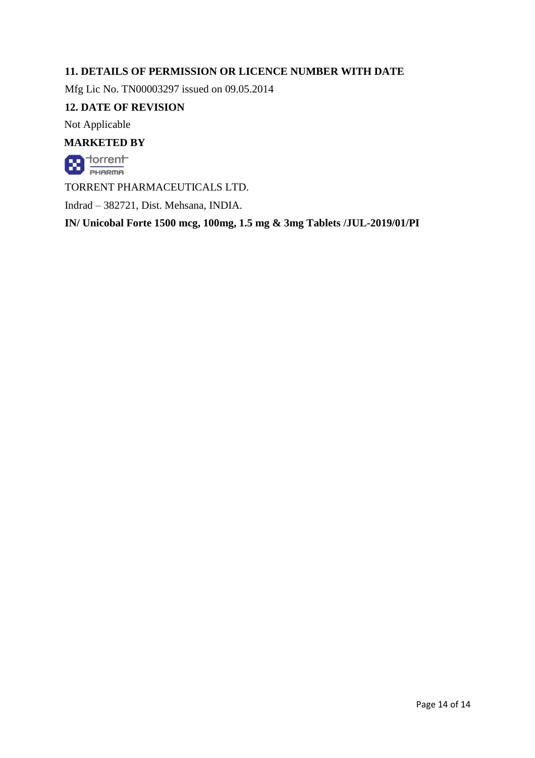## 11. DETAILS OF PERMISSION OR LICENCE NUMBER WITH DATE

Mfg Lic No. TN00003297 issued on 09.05.2014

## 12. DATE OF REVISION

Not Applicable

## MARKETED BY

torrent PHARMA

TORRENT PHARMACEUTICALS LTD.

Indrad – 382721, Dist. Mehsana, INDIA.

**IN/ Unicobal Forte 1500 mcg, 100mg, 1.5 mg & 3mg Tablets /JUL-2019/01/PI**